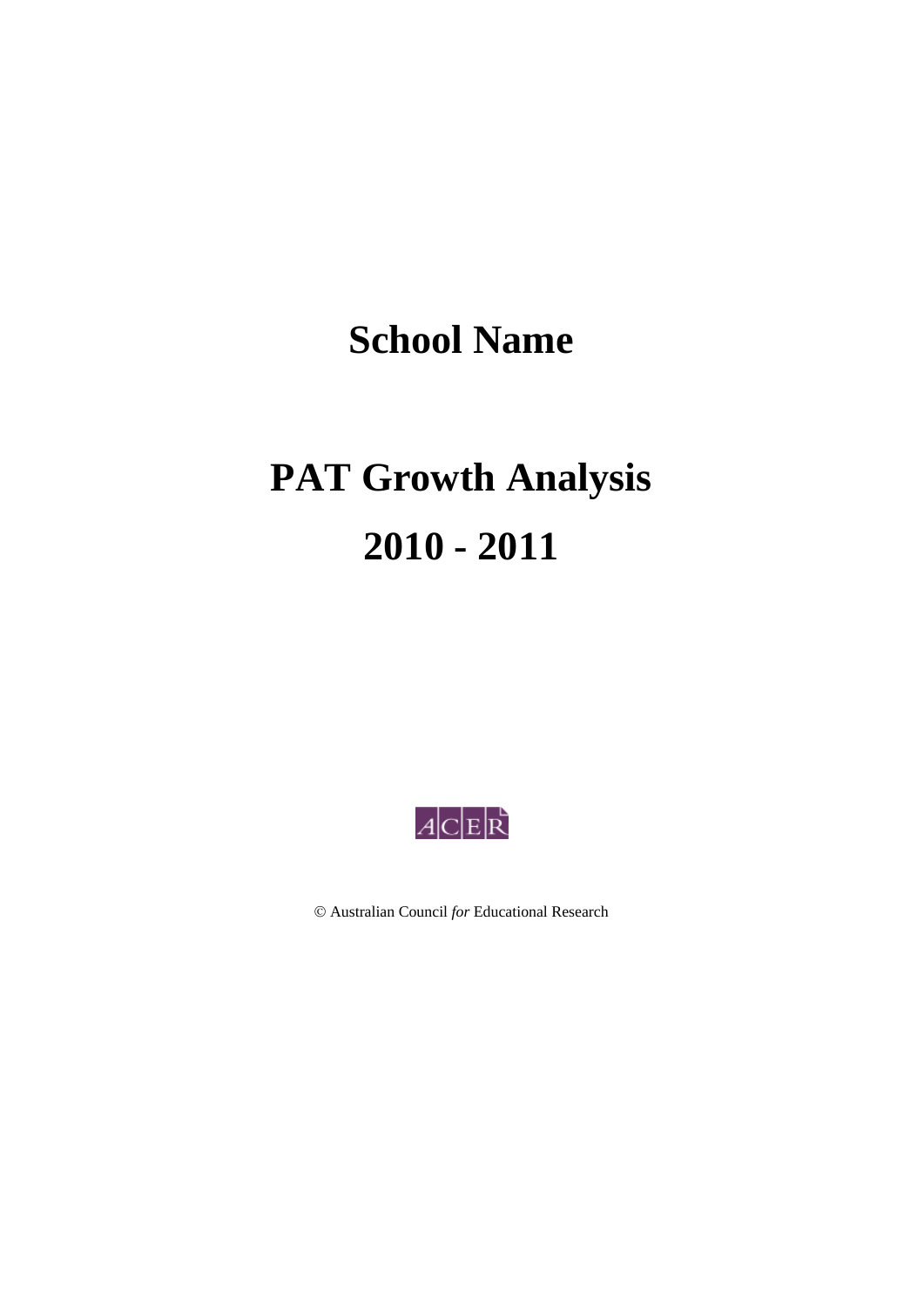# School Name

# PAT Growth Analysis

# 2010 - 2011

ACER

© Australian Council *for* Educational Research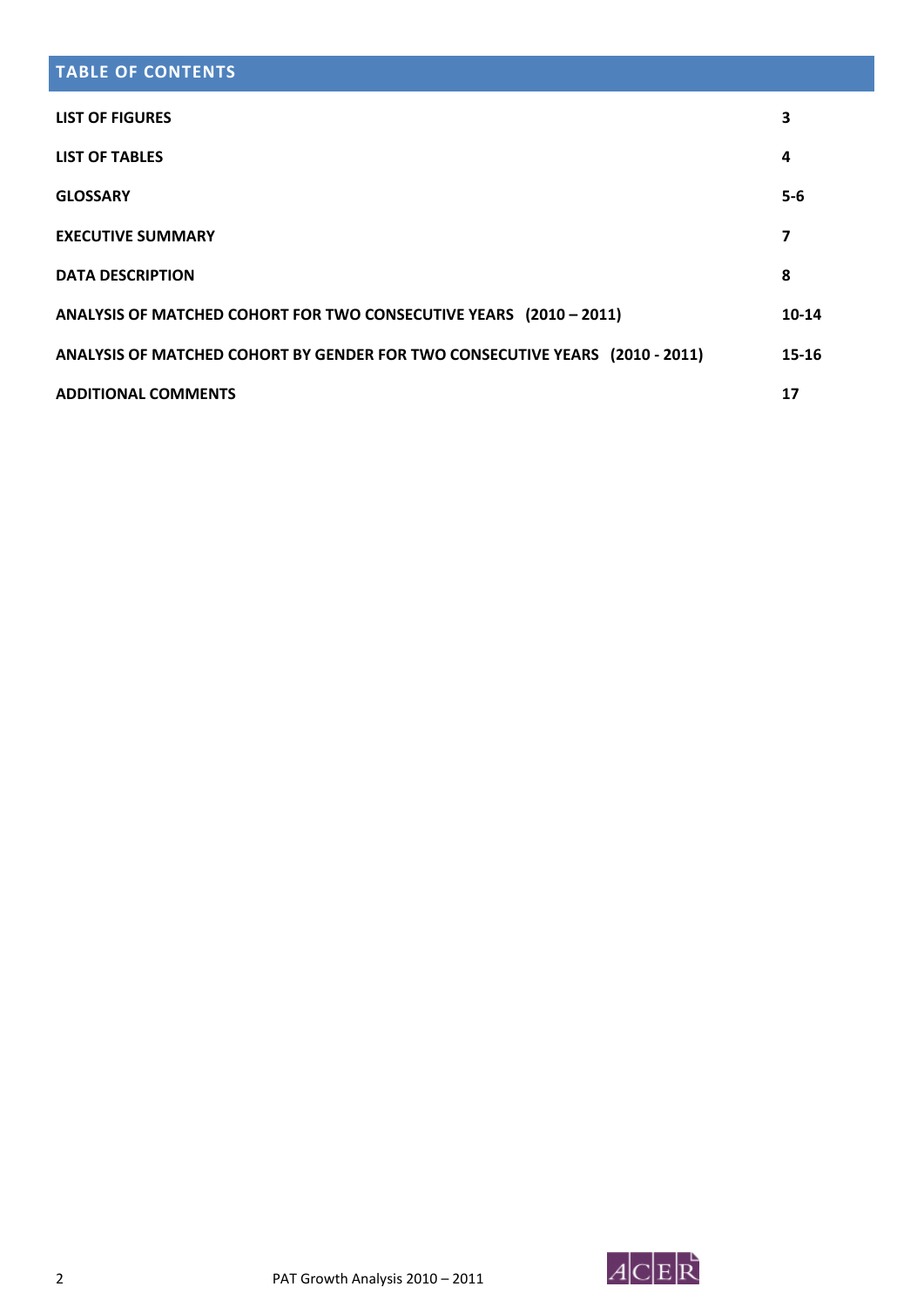## TABLE OF CONTENTS

| | |
|---|---|
| **LIST OF FIGURES** | **3** |
| **LIST OF TABLES** | **4** |
| **GLOSSARY** | **5-6** |
| **EXECUTIVE SUMMARY** | **7** |
| **DATA DESCRIPTION** | **8** |
| **ANALYSIS OF MATCHED COHORT FOR TWO CONSECUTIVE YEARS (2010 – 2011)** | **10-14** |
| **ANALYSIS OF MATCHED COHORT BY GENDER FOR TWO CONSECUTIVE YEARS (2010 - 2011)** | **15-16** |
| **ADDITIONAL COMMENTS** | **17** |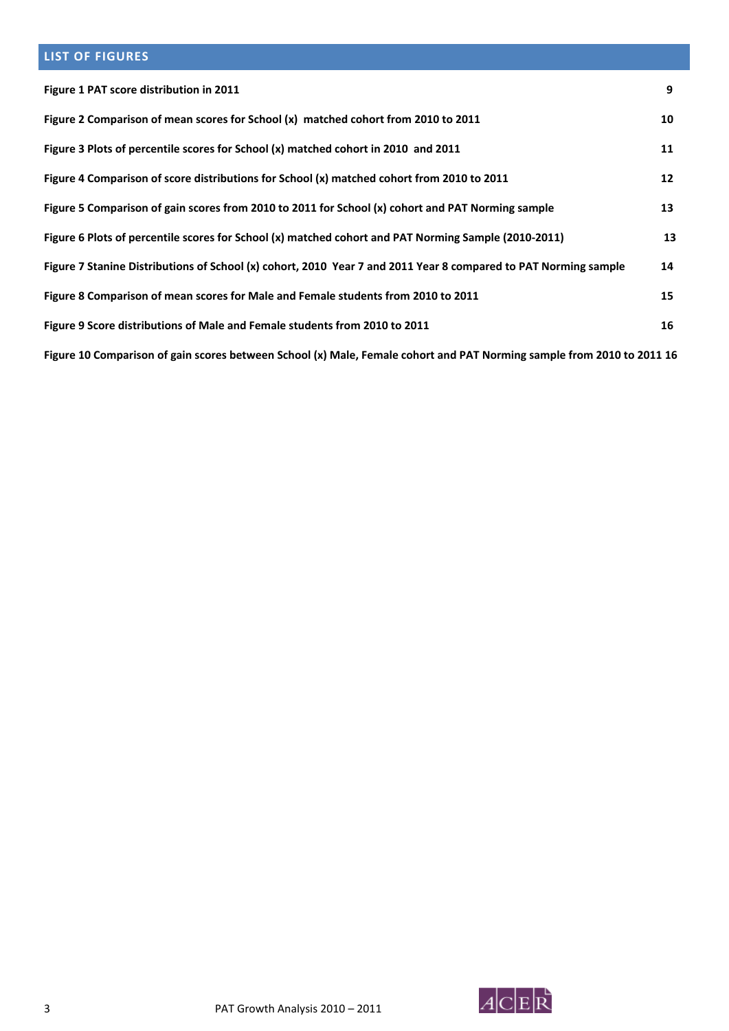## LIST OF FIGURES

**Figure 1 PAT score distribution in 2011** **9**

**Figure 2 Comparison of mean scores for School (x) matched cohort from 2010 to 2011** **10**

**Figure 3 Plots of percentile scores for School (x) matched cohort in 2010 and 2011** **11**

**Figure 4 Comparison of score distributions for School (x) matched cohort from 2010 to 2011** **12**

**Figure 5 Comparison of gain scores from 2010 to 2011 for School (x) cohort and PAT Norming sample** **13**

**Figure 6 Plots of percentile scores for School (x) matched cohort and PAT Norming Sample (2010-2011)** **13**

**Figure 7 Stanine Distributions of School (x) cohort, 2010 Year 7 and 2011 Year 8 compared to PAT Norming sample** **14**

**Figure 8 Comparison of mean scores for Male and Female students from 2010 to 2011** **15**

**Figure 9 Score distributions of Male and Female students from 2010 to 2011** **16**

**Figure 10 Comparison of gain scores between School (x) Male, Female cohort and PAT Norming sample from 2010 to 2011 16**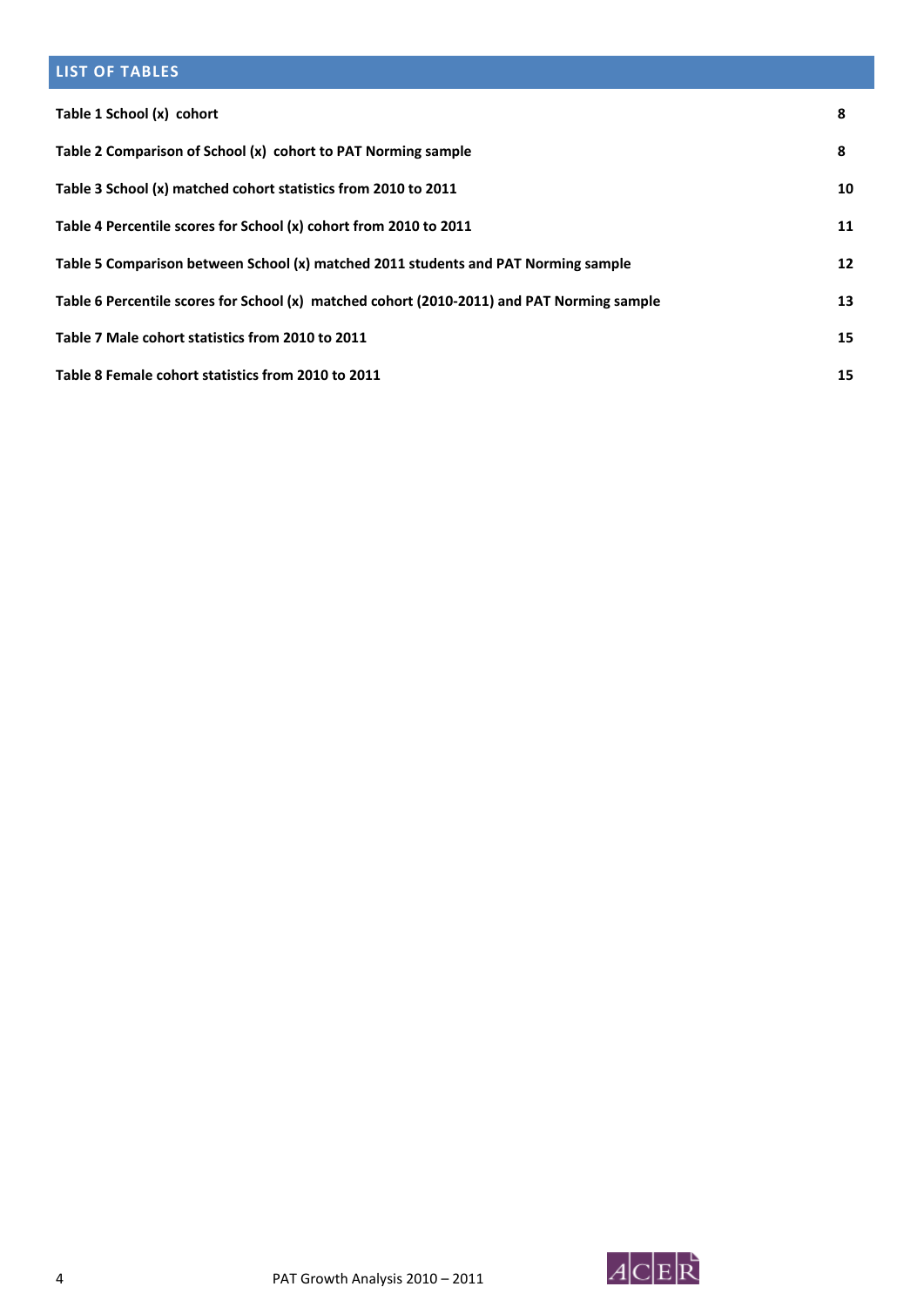## LIST OF TABLES

| | |
|---|---|
| **Table 1 School (x) cohort** | **8** |
| **Table 2 Comparison of School (x) cohort to PAT Norming sample** | **8** |
| **Table 3 School (x) matched cohort statistics from 2010 to 2011** | **10** |
| **Table 4 Percentile scores for School (x) cohort from 2010 to 2011** | **11** |
| **Table 5 Comparison between School (x) matched 2011 students and PAT Norming sample** | **12** |
| **Table 6 Percentile scores for School (x) matched cohort (2010-2011) and PAT Norming sample** | **13** |
| **Table 7 Male cohort statistics from 2010 to 2011** | **15** |
| **Table 8 Female cohort statistics from 2010 to 2011** | **15** |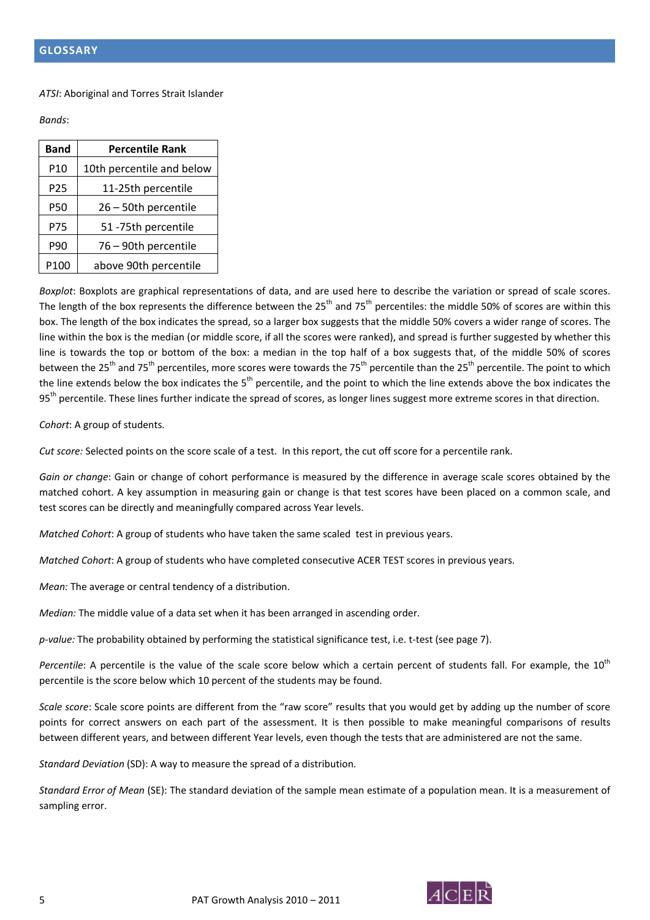## GLOSSARY

*ATSI*: Aboriginal and Torres Strait Islander

*Bands*:

| Band | Percentile Rank |
|---|---|
| P10 | 10th percentile and below |
| P25 | 11-25th percentile |
| P50 | 26 – 50th percentile |
| P75 | 51 -75th percentile |
| P90 | 76 – 90th percentile |
| P100 | above 90th percentile |

*Boxplot*: Boxplots are graphical representations of data, and are used here to describe the variation or spread of scale scores. The length of the box represents the difference between the 25th and 75th percentiles: the middle 50% of scores are within this box. The length of the box indicates the spread, so a larger box suggests that the middle 50% covers a wider range of scores. The line within the box is the median (or middle score, if all the scores were ranked), and spread is further suggested by whether this line is towards the top or bottom of the box: a median in the top half of a box suggests that, of the middle 50% of scores between the 25th and 75th percentiles, more scores were towards the 75th percentile than the 25th percentile. The point to which the line extends below the box indicates the 5th percentile, and the point to which the line extends above the box indicates the 95th percentile. These lines further indicate the spread of scores, as longer lines suggest more extreme scores in that direction.

*Cohort*: A group of students.

*Cut score:* Selected points on the score scale of a test. In this report, the cut off score for a percentile rank.

*Gain or change*: Gain or change of cohort performance is measured by the difference in average scale scores obtained by the matched cohort. A key assumption in measuring gain or change is that test scores have been placed on a common scale, and test scores can be directly and meaningfully compared across Year levels.

*Matched Cohort*: A group of students who have taken the same scaled test in previous years.

*Matched Cohort*: A group of students who have completed consecutive ACER TEST scores in previous years.

*Mean:* The average or central tendency of a distribution.

*Median:* The middle value of a data set when it has been arranged in ascending order.

*p-value:* The probability obtained by performing the statistical significance test, i.e. t-test (see page 7).

*Percentile*: A percentile is the value of the scale score below which a certain percent of students fall. For example, the 10th percentile is the score below which 10 percent of the students may be found.

*Scale score*: Scale score points are different from the "raw score" results that you would get by adding up the number of score points for correct answers on each part of the assessment. It is then possible to make meaningful comparisons of results between different years, and between different Year levels, even though the tests that are administered are not the same.

*Standard Deviation* (SD): A way to measure the spread of a distribution.

*Standard Error of Mean* (SE): The standard deviation of the sample mean estimate of a population mean. It is a measurement of sampling error.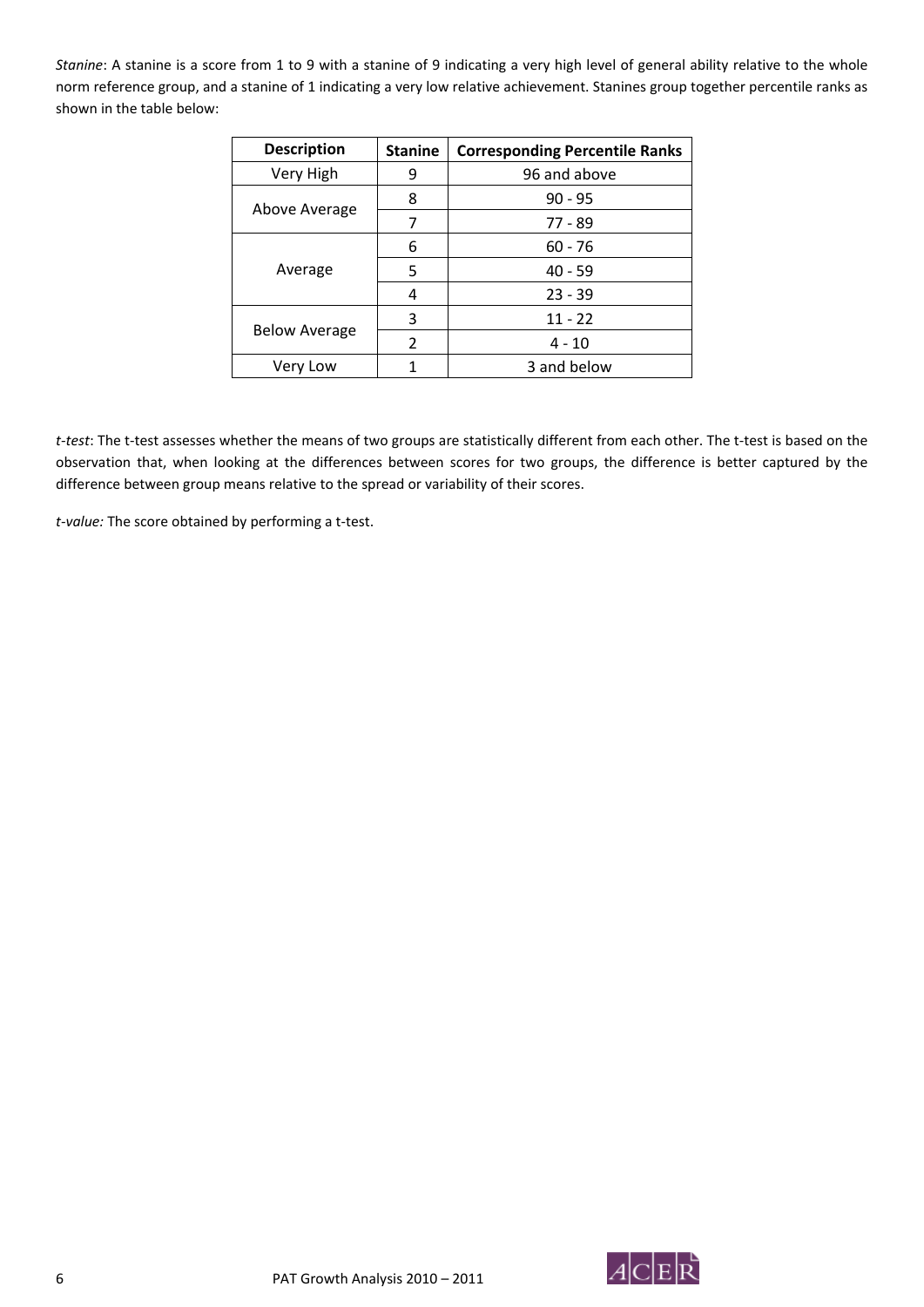*Stanine*: A stanine is a score from 1 to 9 with a stanine of 9 indicating a very high level of general ability relative to the whole norm reference group, and a stanine of 1 indicating a very low relative achievement. Stanines group together percentile ranks as shown in the table below:

| Description | Stanine | Corresponding Percentile Ranks |
|---|---|---|
| Very High | 9 | 96 and above |
| Above Average | 8 | 90 - 95 |
| | 7 | 77 - 89 |
| Average | 6 | 60 - 76 |
| | 5 | 40 - 59 |
| | 4 | 23 - 39 |
| Below Average | 3 | 11 - 22 |
| | 2 | 4 - 10 |
| Very Low | 1 | 3 and below |

*t-test*: The t-test assesses whether the means of two groups are statistically different from each other. The t-test is based on the observation that, when looking at the differences between scores for two groups, the difference is better captured by the difference between group means relative to the spread or variability of their scores.

*t-value:* The score obtained by performing a t-test.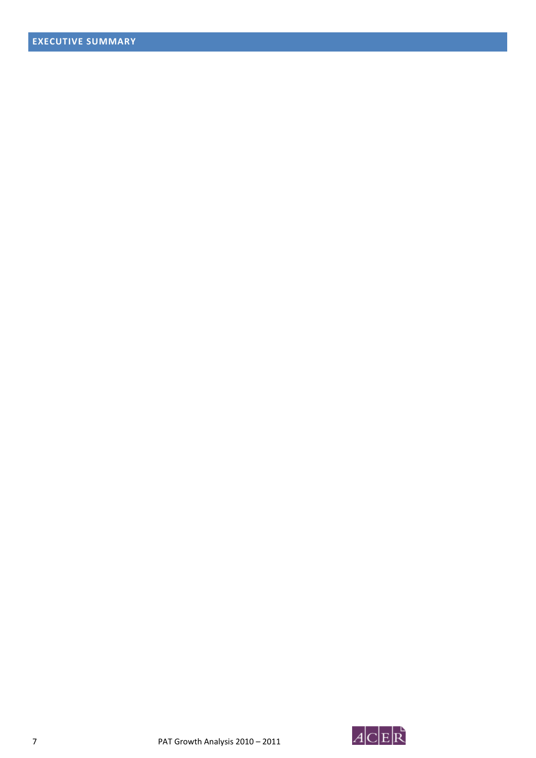# EXECUTIVE SUMMARY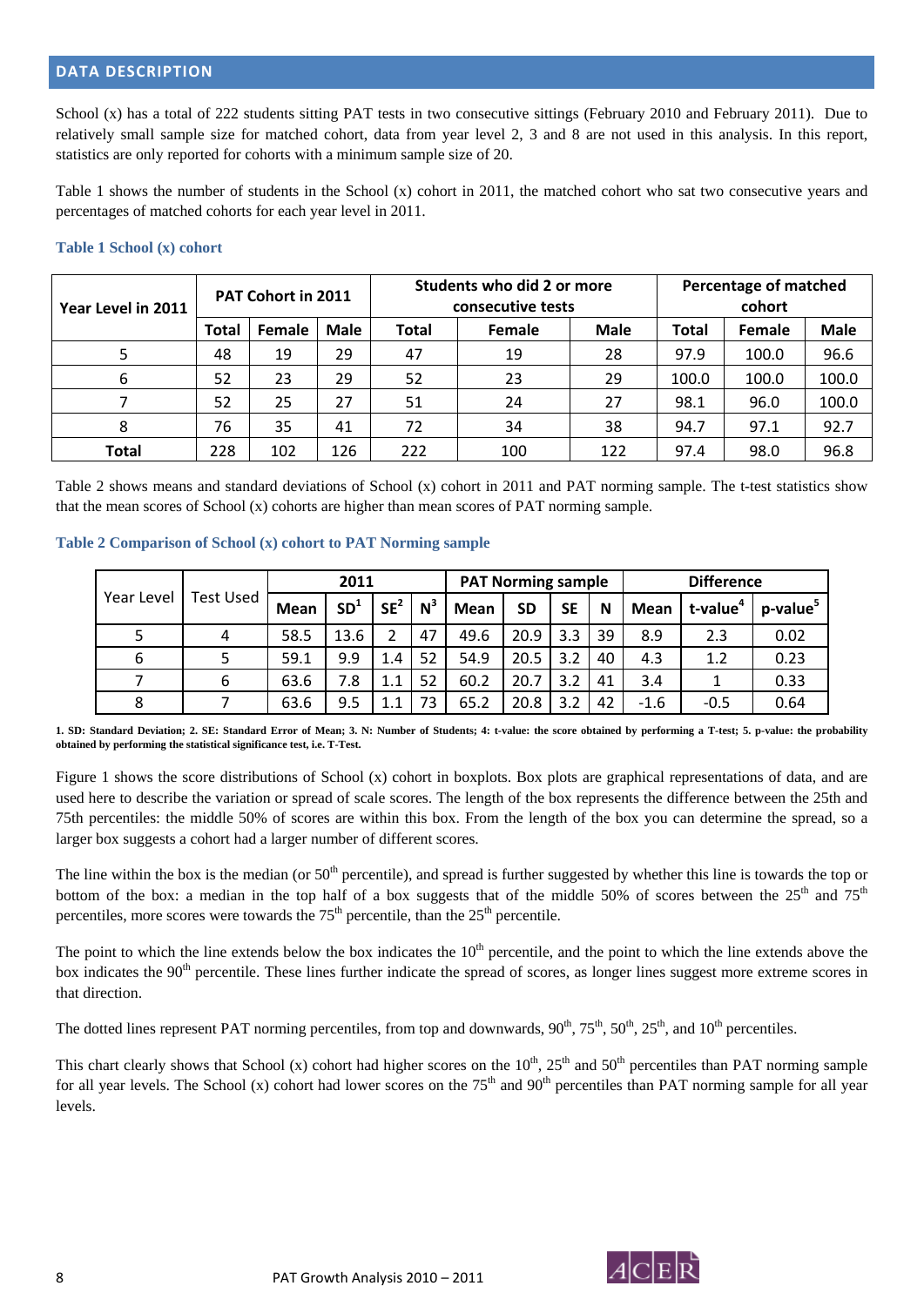## DATA DESCRIPTION

School (x) has a total of 222 students sitting PAT tests in two consecutive sittings (February 2010 and February 2011). Due to relatively small sample size for matched cohort, data from year level 2, 3 and 8 are not used in this analysis. In this report, statistics are only reported for cohorts with a minimum sample size of 20.

Table 1 shows the number of students in the School (x) cohort in 2011, the matched cohort who sat two consecutive years and percentages of matched cohorts for each year level in 2011.

**Table 1 School (x) cohort**

| Year Level in 2011 | PAT Cohort in 2011 | | | Students who did 2 or more consecutive tests | | | Percentage of matched cohort | | |
|---|---|---|---|---|---|---|---|---|---|
| | Total | Female | Male | Total | Female | Male | Total | Female | Male |
| 5 | 48 | 19 | 29 | 47 | 19 | 28 | 97.9 | 100.0 | 96.6 |
| 6 | 52 | 23 | 29 | 52 | 23 | 29 | 100.0 | 100.0 | 100.0 |
| 7 | 52 | 25 | 27 | 51 | 24 | 27 | 98.1 | 96.0 | 100.0 |
| 8 | 76 | 35 | 41 | 72 | 34 | 38 | 94.7 | 97.1 | 92.7 |
| **Total** | 228 | 102 | 126 | 222 | 100 | 122 | 97.4 | 98.0 | 96.8 |

Table 2 shows means and standard deviations of School (x) cohort in 2011 and PAT norming sample. The t-test statistics show that the mean scores of School (x) cohorts are higher than mean scores of PAT norming sample.

**Table 2 Comparison of School (x) cohort to PAT Norming sample**

| Year Level | Test Used | 2011 | | | | PAT Norming sample | | | | Difference | | |
|---|---|---|---|---|---|---|---|---|---|---|---|---|
| | | Mean | SD[1] | SE[2] | N[3] | Mean | SD | SE | N | Mean | t-value[4] | p-value[5] |
| 5 | 4 | 58.5 | 13.6 | 2 | 47 | 49.6 | 20.9 | 3.3 | 39 | 8.9 | 2.3 | 0.02 |
| 6 | 5 | 59.1 | 9.9 | 1.4 | 52 | 54.9 | 20.5 | 3.2 | 40 | 4.3 | 1.2 | 0.23 |
| 7 | 6 | 63.6 | 7.8 | 1.1 | 52 | 60.2 | 20.7 | 3.2 | 41 | 3.4 | 1 | 0.33 |
| 8 | 7 | 63.6 | 9.5 | 1.1 | 73 | 65.2 | 20.8 | 3.2 | 42 | -1.6 | -0.5 | 0.64 |

**1. SD: Standard Deviation; 2. SE: Standard Error of Mean; 3. N: Number of Students; 4: t-value: the score obtained by performing a T-test; 5. p-value: the probability obtained by performing the statistical significance test, i.e. T-Test.**

Figure 1 shows the score distributions of School (x) cohort in boxplots. Box plots are graphical representations of data, and are used here to describe the variation or spread of scale scores. The length of the box represents the difference between the 25th and 75th percentiles: the middle 50% of scores are within this box. From the length of the box you can determine the spread, so a larger box suggests a cohort had a larger number of different scores.

The line within the box is the median (or 50th percentile), and spread is further suggested by whether this line is towards the top or bottom of the box: a median in the top half of a box suggests that of the middle 50% of scores between the 25th and 75th percentiles, more scores were towards the 75th percentile, than the 25th percentile.

The point to which the line extends below the box indicates the 10th percentile, and the point to which the line extends above the box indicates the 90th percentile. These lines further indicate the spread of scores, as longer lines suggest more extreme scores in that direction.

The dotted lines represent PAT norming percentiles, from top and downwards, 90th, 75th, 50th, 25th, and 10th percentiles.

This chart clearly shows that School (x) cohort had higher scores on the 10th, 25th and 50th percentiles than PAT norming sample for all year levels. The School (x) cohort had lower scores on the 75th and 90th percentiles than PAT norming sample for all year levels.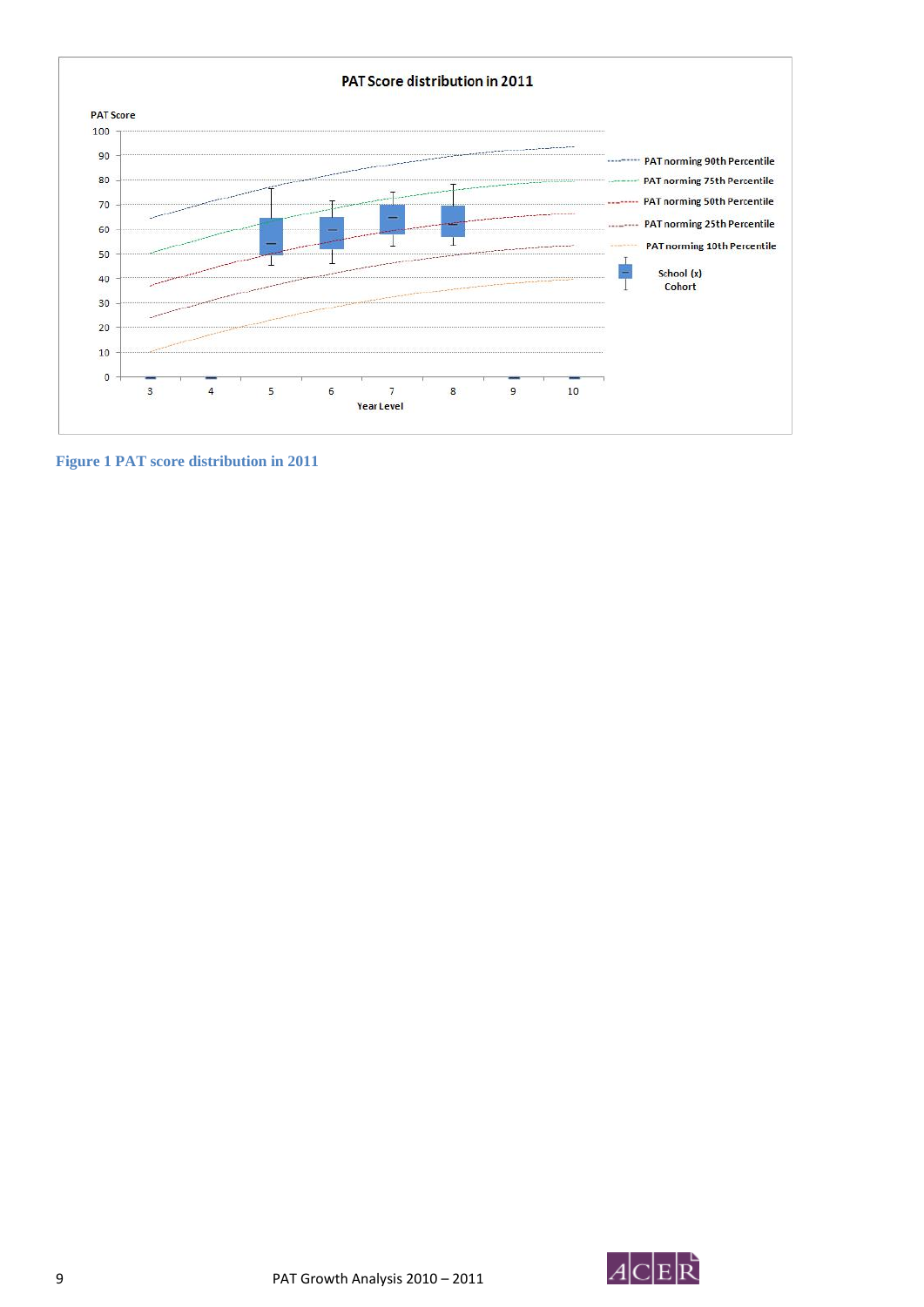PAT Score distribution in 2011

PAT Score

100
90
80
70
60
50
40
30
20
10
0

3
4
5
6
7
8
9
10

Year Level

PAT norming 90th Percentile
PAT norming 75th Percentile
PAT norming 50th Percentile
PAT norming 25th Percentile
PAT norming 10th Percentile
School (x) Cohort

**Figure 1 PAT score distribution in 2011**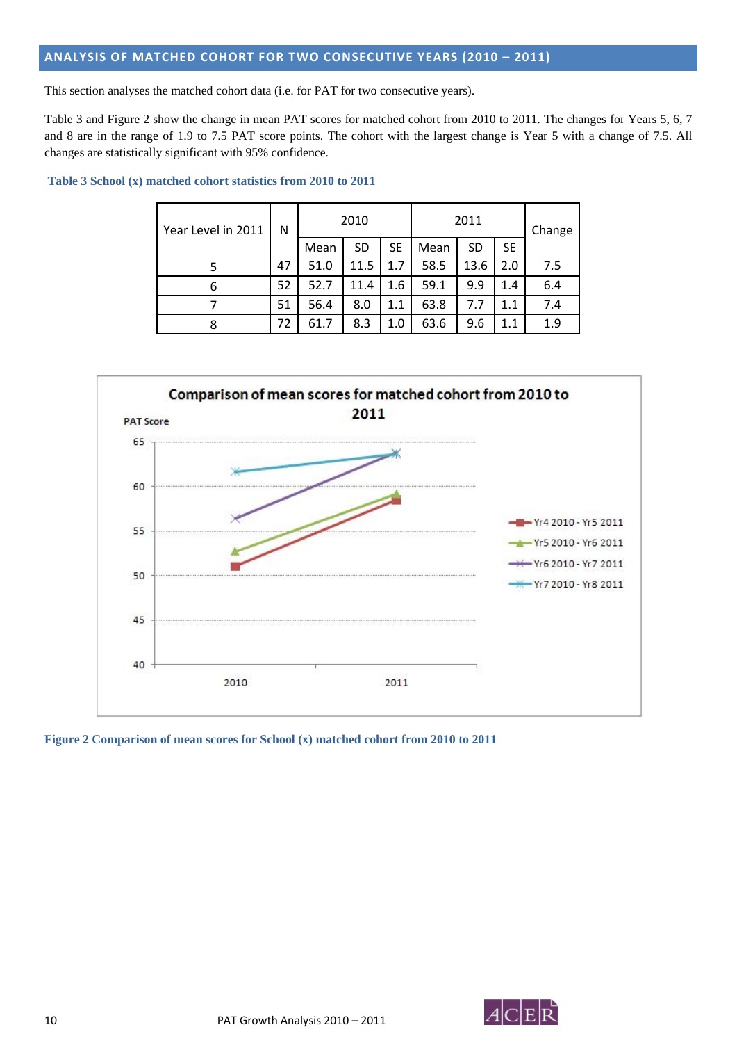## ANALYSIS OF MATCHED COHORT FOR TWO CONSECUTIVE YEARS (2010 – 2011)

This section analyses the matched cohort data (i.e. for PAT for two consecutive years).

Table 3 and Figure 2 show the change in mean PAT scores for matched cohort from 2010 to 2011. The changes for Years 5, 6, 7 and 8 are in the range of 1.9 to 7.5 PAT score points. The cohort with the largest change is Year 5 with a change of 7.5. All changes are statistically significant with 95% confidence.

**Table 3 School (x) matched cohort statistics from 2010 to 2011**

| Year Level in 2011 | N | 2010 | | | 2011 | | | Change |
|---|---|---|---|---|---|---|---|---|
| | | Mean | SD | SE | Mean | SD | SE | |
| 5 | 47 | 51.0 | 11.5 | 1.7 | 58.5 | 13.6 | 2.0 | 7.5 |
| 6 | 52 | 52.7 | 11.4 | 1.6 | 59.1 | 9.9 | 1.4 | 6.4 |
| 7 | 51 | 56.4 | 8.0 | 1.1 | 63.8 | 7.7 | 1.1 | 7.4 |
| 8 | 72 | 61.7 | 8.3 | 1.0 | 63.6 | 9.6 | 1.1 | 1.9 |

Comparison of mean scores for matched cohort from 2010 to 2011

PAT Score

65
60
55
50
45
40

2010
2011

Yr4 2010 - Yr5 2011
Yr5 2010 - Yr6 2011
Yr6 2010 - Yr7 2011
Yr7 2010 - Yr8 2011

**Figure 2 Comparison of mean scores for School (x) matched cohort from 2010 to 2011**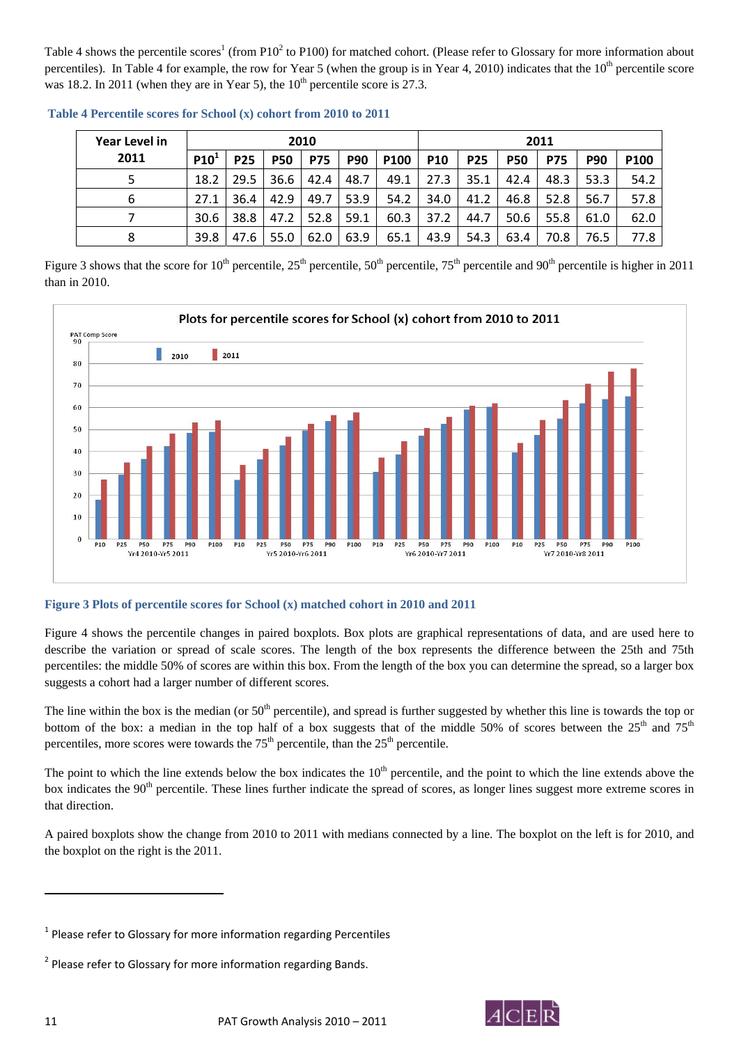Table 4 shows the percentile scores[1] (from P10[2] to P100) for matched cohort. (Please refer to Glossary for more information about percentiles). In Table 4 for example, the row for Year 5 (when the group is in Year 4, 2010) indicates that the 10th percentile score was 18.2. In 2011 (when they are in Year 5), the 10th percentile score is 27.3.

**Table 4 Percentile scores for School (x) cohort from 2010 to 2011**

| Year Level in 2011 | 2010 | | | | | | 2011 | | | | | |
|---|---|---|---|---|---|---|---|---|---|---|---|---|
| | P10[1] | P25 | P50 | P75 | P90 | P100 | P10 | P25 | P50 | P75 | P90 | P100 |
| 5 | 18.2 | 29.5 | 36.6 | 42.4 | 48.7 | 49.1 | 27.3 | 35.1 | 42.4 | 48.3 | 53.3 | 54.2 |
| 6 | 27.1 | 36.4 | 42.9 | 49.7 | 53.9 | 54.2 | 34.0 | 41.2 | 46.8 | 52.8 | 56.7 | 57.8 |
| 7 | 30.6 | 38.8 | 47.2 | 52.8 | 59.1 | 60.3 | 37.2 | 44.7 | 50.6 | 55.8 | 61.0 | 62.0 |
| 8 | 39.8 | 47.6 | 55.0 | 62.0 | 63.9 | 65.1 | 43.9 | 54.3 | 63.4 | 70.8 | 76.5 | 77.8 |

Figure 3 shows that the score for 10th percentile, 25th percentile, 50th percentile, 75th percentile and 90th percentile is higher in 2011 than in 2010.

Plots for percentile scores for School (x) cohort from 2010 to 2011

PAT Comp Score

90
80
70
60
50
40
30
20
10
0

2010
2011

P10 P25 P50 P75 P90 P100
Yr4 2010-Yr5 2011

P10 P25 P50 P75 P90 P100
Yr5 2010-Yr6 2011

P10 P25 P50 P75 P90 P100
Yr6 2010-Yr7 2011

P10 P25 P50 P75 P90 P100
Yr7 2010-Yr8 2011

**Figure 3 Plots of percentile scores for School (x) matched cohort in 2010 and 2011**

Figure 4 shows the percentile changes in paired boxplots. Box plots are graphical representations of data, and are used here to describe the variation or spread of scale scores. The length of the box represents the difference between the 25th and 75th percentiles: the middle 50% of scores are within this box. From the length of the box you can determine the spread, so a larger box suggests a cohort had a larger number of different scores.

The line within the box is the median (or 50th percentile), and spread is further suggested by whether this line is towards the top or bottom of the box: a median in the top half of a box suggests that of the middle 50% of scores between the 25th and 75th percentiles, more scores were towards the 75th percentile, than the 25th percentile.

The point to which the line extends below the box indicates the 10th percentile, and the point to which the line extends above the box indicates the 90th percentile. These lines further indicate the spread of scores, as longer lines suggest more extreme scores in that direction.

A paired boxplots show the change from 2010 to 2011 with medians connected by a line. The boxplot on the left is for 2010, and the boxplot on the right is the 2011.

---

[1] Please refer to Glossary for more information regarding Percentiles

[2] Please refer to Glossary for more information regarding Bands.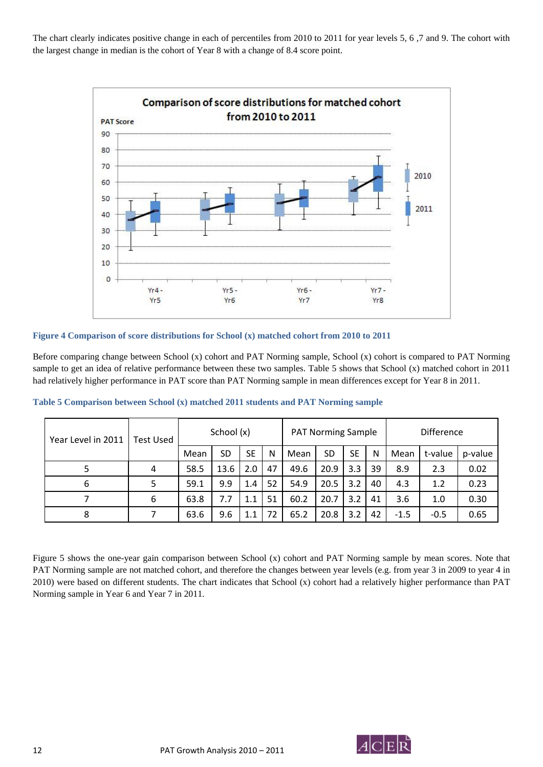The chart clearly indicates positive change in each of percentiles from 2010 to 2011 for year levels 5, 6 ,7 and 9. The cohort with the largest change in median is the cohort of Year 8 with a change of 8.4 score point.

Comparison of score distributions for matched cohort from 2010 to 2011

PAT Score

90
80
70
60
50
40
30
20
10
0

Yr4 - Yr5
Yr5 - Yr6
Yr6 - Yr7
Yr7 - Yr8

2010
2011

**Figure 4 Comparison of score distributions for School (x) matched cohort from 2010 to 2011**

Before comparing change between School (x) cohort and PAT Norming sample, School (x) cohort is compared to PAT Norming sample to get an idea of relative performance between these two samples. Table 5 shows that School (x) matched cohort in 2011 had relatively higher performance in PAT score than PAT Norming sample in mean differences except for Year 8 in 2011.

**Table 5 Comparison between School (x) matched 2011 students and PAT Norming sample**

| Year Level in 2011 | Test Used | School (x) | | | | PAT Norming Sample | | | | Difference | | |
|---|---|---|---|---|---|---|---|---|---|---|---|---|
| | | Mean | SD | SE | N | Mean | SD | SE | N | Mean | t-value | p-value |
| 5 | 4 | 58.5 | 13.6 | 2.0 | 47 | 49.6 | 20.9 | 3.3 | 39 | 8.9 | 2.3 | 0.02 |
| 6 | 5 | 59.1 | 9.9 | 1.4 | 52 | 54.9 | 20.5 | 3.2 | 40 | 4.3 | 1.2 | 0.23 |
| 7 | 6 | 63.8 | 7.7 | 1.1 | 51 | 60.2 | 20.7 | 3.2 | 41 | 3.6 | 1.0 | 0.30 |
| 8 | 7 | 63.6 | 9.6 | 1.1 | 72 | 65.2 | 20.8 | 3.2 | 42 | -1.5 | -0.5 | 0.65 |

Figure 5 shows the one-year gain comparison between School (x) cohort and PAT Norming sample by mean scores. Note that PAT Norming sample are not matched cohort, and therefore the changes between year levels (e.g. from year 3 in 2009 to year 4 in 2010) were based on different students. The chart indicates that School (x) cohort had a relatively higher performance than PAT Norming sample in Year 6 and Year 7 in 2011.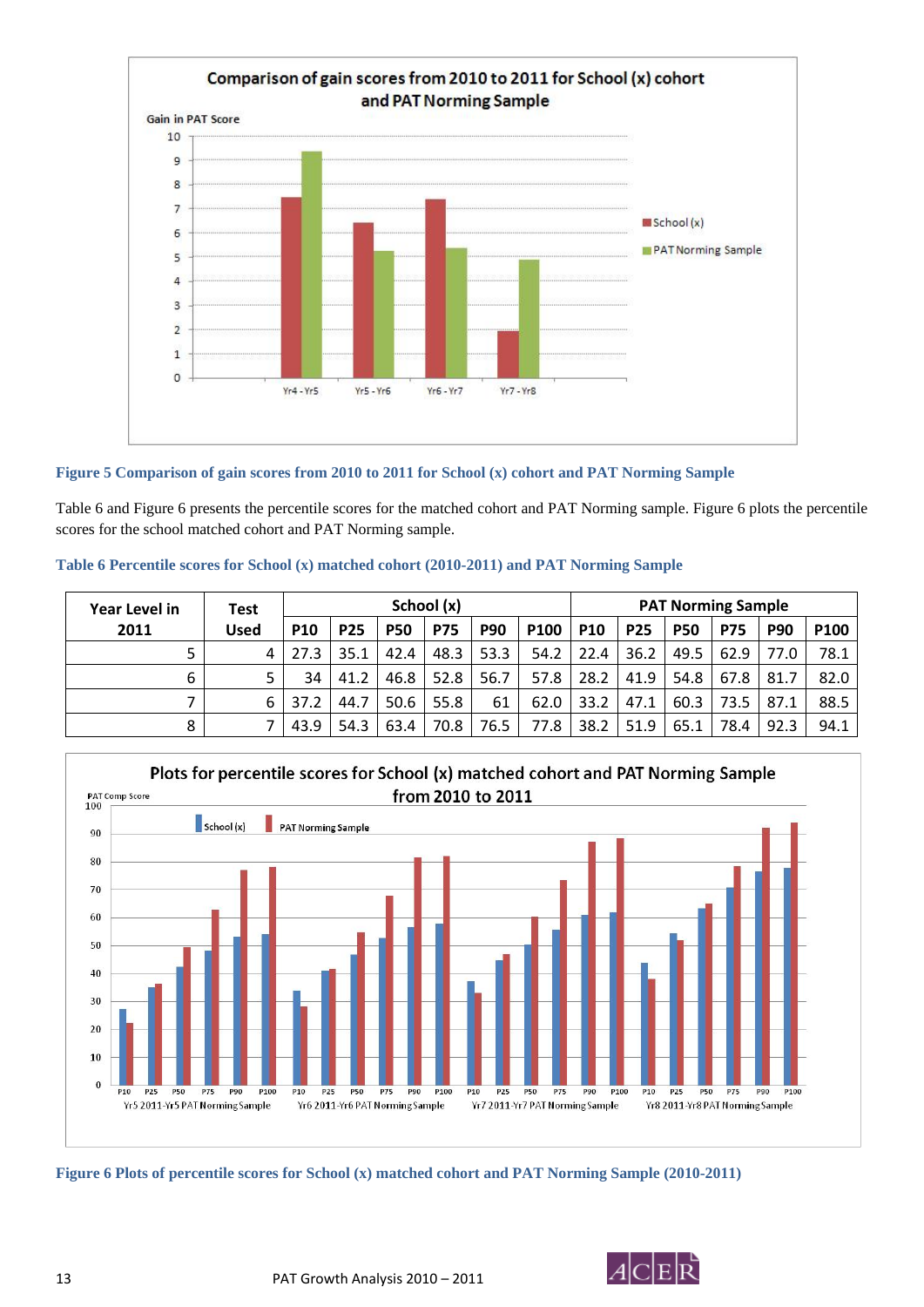Comparison of gain scores from 2010 to 2011 for School (x) cohort and PAT Norming Sample

Gain in PAT Score

10
9
8
7
6
5
4
3
2
1
0

Yr4 - Yr5
Yr5 - Yr6
Yr6 - Yr7
Yr7 - Yr8

School (x)
PAT Norming Sample

**Figure 5 Comparison of gain scores from 2010 to 2011 for School (x) cohort and PAT Norming Sample**

Table 6 and Figure 6 presents the percentile scores for the matched cohort and PAT Norming sample. Figure 6 plots the percentile scores for the school matched cohort and PAT Norming sample.

**Table 6 Percentile scores for School (x) matched cohort (2010-2011) and PAT Norming Sample**

| Year Level in 2011 | Test Used | School (x) | | | | | | PAT Norming Sample | | | | | |
|---|---|---|---|---|---|---|---|---|---|---|---|---|---|
| | | P10 | P25 | P50 | P75 | P90 | P100 | P10 | P25 | P50 | P75 | P90 | P100 |
| 5 | 4 | 27.3 | 35.1 | 42.4 | 48.3 | 53.3 | 54.2 | 22.4 | 36.2 | 49.5 | 62.9 | 77.0 | 78.1 |
| 6 | 5 | 34 | 41.2 | 46.8 | 52.8 | 56.7 | 57.8 | 28.2 | 41.9 | 54.8 | 67.8 | 81.7 | 82.0 |
| 7 | 6 | 37.2 | 44.7 | 50.6 | 55.8 | 61 | 62.0 | 33.2 | 47.1 | 60.3 | 73.5 | 87.1 | 88.5 |
| 8 | 7 | 43.9 | 54.3 | 63.4 | 70.8 | 76.5 | 77.8 | 38.2 | 51.9 | 65.1 | 78.4 | 92.3 | 94.1 |

Plots for percentile scores for School (x) matched cohort and PAT Norming Sample from 2010 to 2011

PAT Comp Score

100
90
80
70
60
50
40
30
20
10
0

School (x)
PAT Norming Sample

P10 P25 P50 P75 P90 P100
Yr5 2011-Yr5 PAT Norming Sample
P10 P25 P50 P75 P90 P100
Yr6 2011-Yr6 PAT Norming Sample
P10 P25 P50 P75 P90 P100
Yr7 2011-Yr7 PAT Norming Sample
P10 P25 P50 P75 P90 P100
Yr8 2011-Yr8 PAT Norming Sample

**Figure 6 Plots of percentile scores for School (x) matched cohort and PAT Norming Sample (2010-2011)**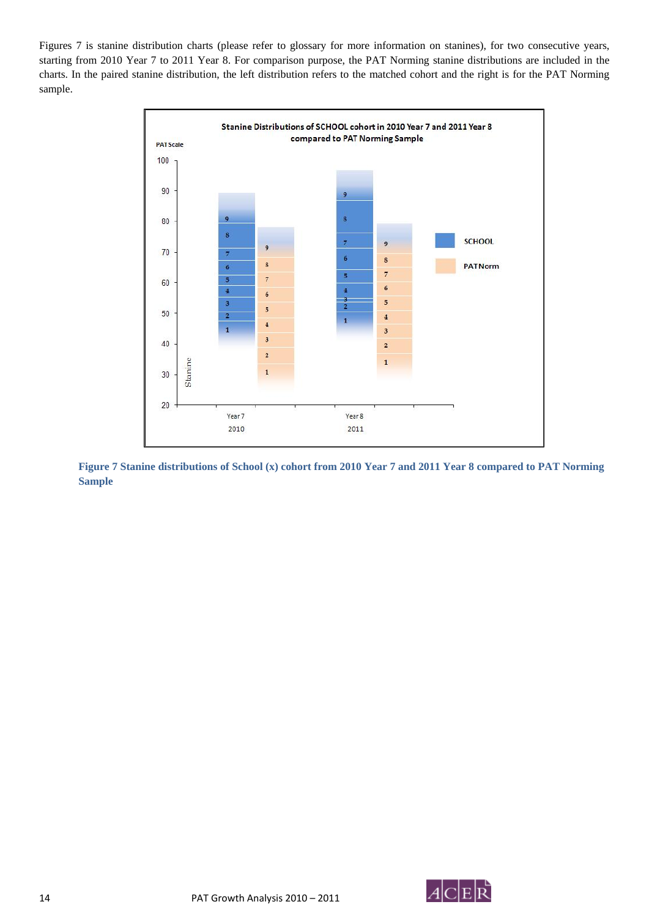Figures 7 is stanine distribution charts (please refer to glossary for more information on stanines), for two consecutive years, starting from 2010 Year 7 to 2011 Year 8. For comparison purpose, the PAT Norming stanine distributions are included in the charts. In the paired stanine distribution, the left distribution refers to the matched cohort and the right is for the PAT Norming sample.

Stanine Distributions of SCHOOL cohort in 2010 Year 7 and 2011 Year 8 compared to PAT Norming Sample

PAT Scale

100
90
80
70
60
50
40
30
20

Stanine

9
8
7
6
5
4
3
2
1

Year 7
2010

Year 8
2011

SCHOOL

PATNorm

**Figure 7 Stanine distributions of School (x) cohort from 2010 Year 7 and 2011 Year 8 compared to PAT Norming Sample**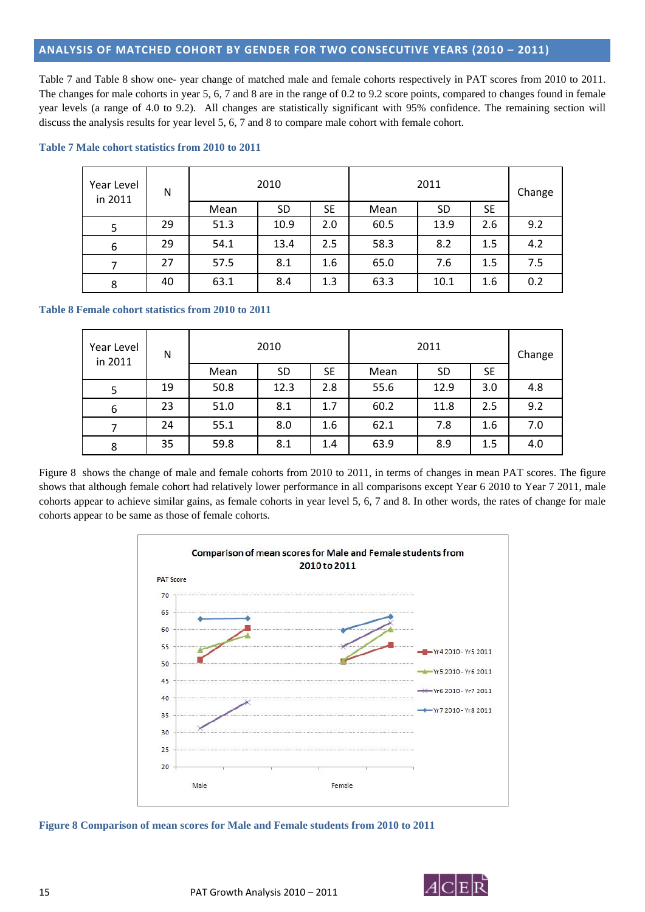## ANALYSIS OF MATCHED COHORT BY GENDER FOR TWO CONSECUTIVE YEARS (2010 – 2011)

Table 7 and Table 8 show one- year change of matched male and female cohorts respectively in PAT scores from 2010 to 2011. The changes for male cohorts in year 5, 6, 7 and 8 are in the range of 0.2 to 9.2 score points, compared to changes found in female year levels (a range of 4.0 to 9.2). All changes are statistically significant with 95% confidence. The remaining section will discuss the analysis results for year level 5, 6, 7 and 8 to compare male cohort with female cohort.

**Table 7 Male cohort statistics from 2010 to 2011**

| Year Level in 2011 | N | 2010 | | | 2011 | | | Change |
|---|---|---|---|---|---|---|---|---|
| | | Mean | SD | SE | Mean | SD | SE | |
| 5 | 29 | 51.3 | 10.9 | 2.0 | 60.5 | 13.9 | 2.6 | 9.2 |
| 6 | 29 | 54.1 | 13.4 | 2.5 | 58.3 | 8.2 | 1.5 | 4.2 |
| 7 | 27 | 57.5 | 8.1 | 1.6 | 65.0 | 7.6 | 1.5 | 7.5 |
| 8 | 40 | 63.1 | 8.4 | 1.3 | 63.3 | 10.1 | 1.6 | 0.2 |

**Table 8 Female cohort statistics from 2010 to 2011**

| Year Level in 2011 | N | 2010 | | | 2011 | | | Change |
|---|---|---|---|---|---|---|---|---|
| | | Mean | SD | SE | Mean | SD | SE | |
| 5 | 19 | 50.8 | 12.3 | 2.8 | 55.6 | 12.9 | 3.0 | 4.8 |
| 6 | 23 | 51.0 | 8.1 | 1.7 | 60.2 | 11.8 | 2.5 | 9.2 |
| 7 | 24 | 55.1 | 8.0 | 1.6 | 62.1 | 7.8 | 1.6 | 7.0 |
| 8 | 35 | 59.8 | 8.1 | 1.4 | 63.9 | 8.9 | 1.5 | 4.0 |

Figure 8 shows the change of male and female cohorts from 2010 to 2011, in terms of changes in mean PAT scores. The figure shows that although female cohort had relatively lower performance in all comparisons except Year 6 2010 to Year 7 2011, male cohorts appear to achieve similar gains, as female cohorts in year level 5, 6, 7 and 8. In other words, the rates of change for male cohorts appear to be same as those of female cohorts.

Comparison of mean scores for Male and Female students from 2010 to 2011

PAT Score

70
65
60
55
50
45
40
35
30
25
20

Male

Female

Yr4 2010 - Yr5 2011
Yr5 2010 - Yr6 2011
Yr6 2010 - Yr7 2011
Yr7 2010 - Yr8 2011

**Figure 8 Comparison of mean scores for Male and Female students from 2010 to 2011**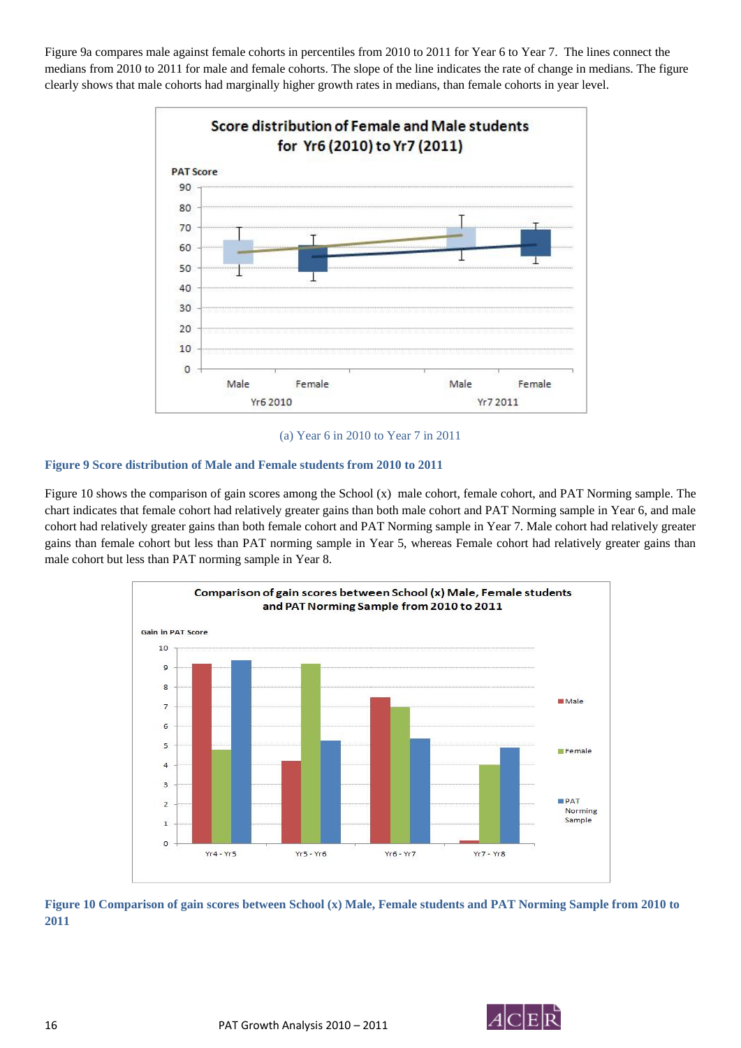Figure 9a compares male against female cohorts in percentiles from 2010 to 2011 for Year 6 to Year 7. The lines connect the medians from 2010 to 2011 for male and female cohorts. The slope of the line indicates the rate of change in medians. The figure clearly shows that male cohorts had marginally higher growth rates in medians, than female cohorts in year level.

(a) Year 6 in 2010 to Year 7 in 2011

**Figure 9 Score distribution of Male and Female students from 2010 to 2011**

Figure 10 shows the comparison of gain scores among the School (x) male cohort, female cohort, and PAT Norming sample. The chart indicates that female cohort had relatively greater gains than both male cohort and PAT Norming sample in Year 6, and male cohort had relatively greater gains than both female cohort and PAT Norming sample in Year 7. Male cohort had relatively greater gains than female cohort but less than PAT norming sample in Year 5, whereas Female cohort had relatively greater gains than male cohort but less than PAT norming sample in Year 8.

**Figure 10 Comparison of gain scores between School (x) Male, Female students and PAT Norming Sample from 2010 to 2011**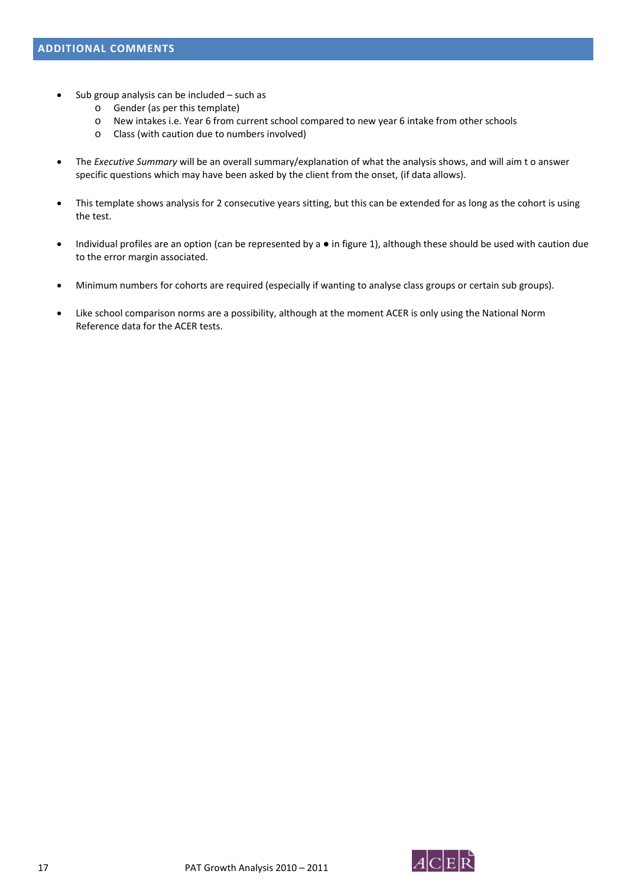## ADDITIONAL COMMENTS

- Sub group analysis can be included – such as
  - Gender (as per this template)
  - New intakes i.e. Year 6 from current school compared to new year 6 intake from other schools
  - Class (with caution due to numbers involved)

- The *Executive Summary* will be an overall summary/explanation of what the analysis shows, and will aim t o answer specific questions which may have been asked by the client from the onset, (if data allows).

- This template shows analysis for 2 consecutive years sitting, but this can be extended for as long as the cohort is using the test.

- Individual profiles are an option (can be represented by a ● in figure 1), although these should be used with caution due to the error margin associated.

- Minimum numbers for cohorts are required (especially if wanting to analyse class groups or certain sub groups).

- Like school comparison norms are a possibility, although at the moment ACER is only using the National Norm Reference data for the ACER tests.